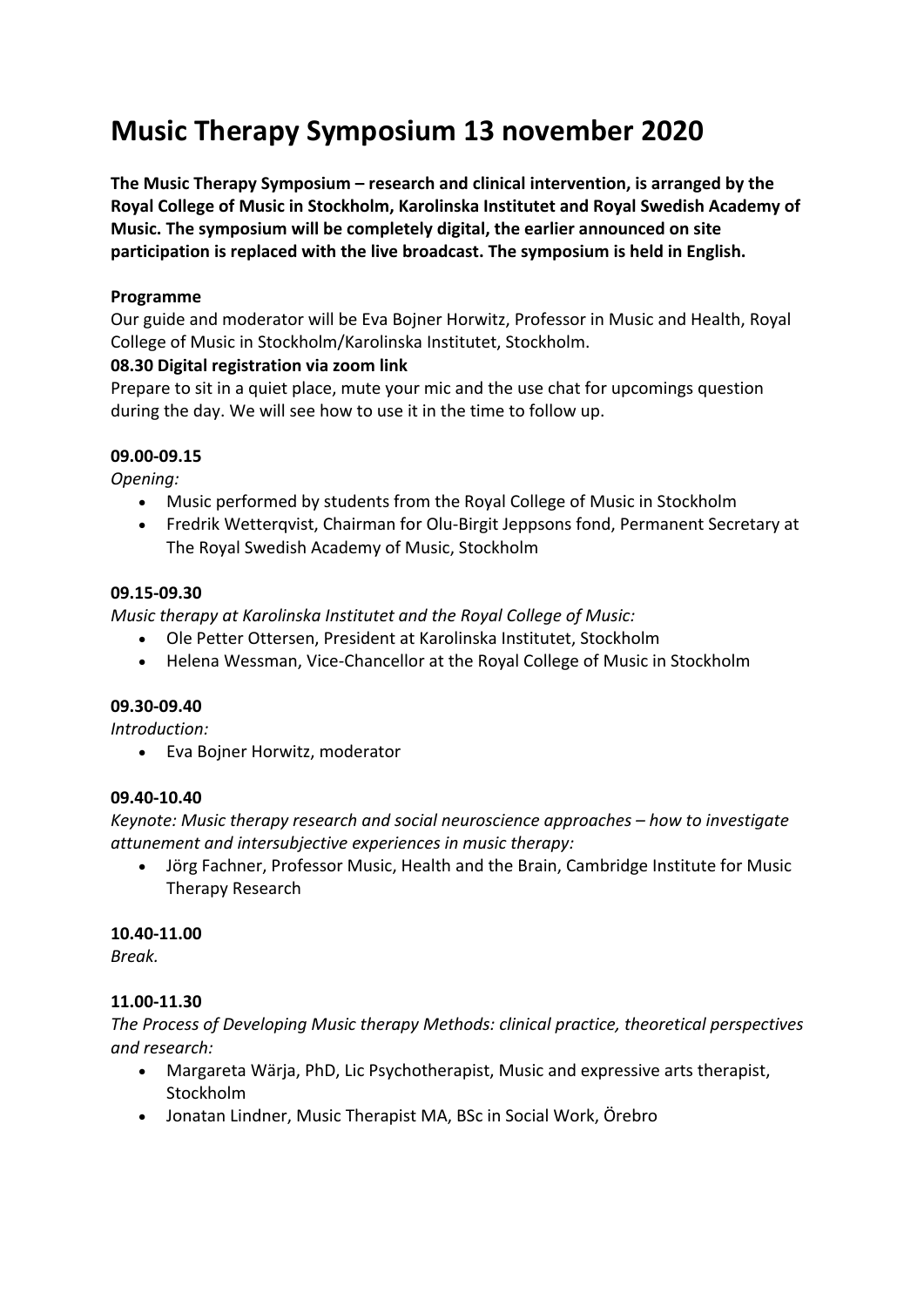# Music Therapy Symposium 13 november 2020

**The Music Therapy Symposium – research and clinical intervention, is arranged by the Royal College of Music in Stockholm, Karolinska Institutet and Royal Swedish Academy of Music. The symposium will be completely digital, the earlier announced on site participation is replaced with the live broadcast. The symposium is held in English.**

**Programme**

Our guide and moderator will be Eva Bojner Horwitz, Professor in Music and Health, Royal College of Music in Stockholm/Karolinska Institutet, Stockholm.

**08.30 Digital registration via zoom link**

Prepare to sit in a quiet place, mute your mic and the use chat for upcomings question during the day. We will see how to use it in the time to follow up.

**09.00-09.15**

*Opening:*

- Music performed by students from the Royal College of Music in Stockholm
- Fredrik Wetterqvist, Chairman for Olu-Birgit Jeppsons fond, Permanent Secretary at The Royal Swedish Academy of Music, Stockholm

**09.15-09.30**

*Music therapy at Karolinska Institutet and the Royal College of Music:*

- Ole Petter Ottersen, President at Karolinska Institutet, Stockholm
- Helena Wessman, Vice-Chancellor at the Royal College of Music in Stockholm

**09.30-09.40**

*Introduction:*

- Eva Bojner Horwitz, moderator

**09.40-10.40**

*Keynote: Music therapy research and social neuroscience approaches – how to investigate attunement and intersubjective experiences in music therapy:*

- Jörg Fachner, Professor Music, Health and the Brain, Cambridge Institute for Music Therapy Research

**10.40-11.00**

*Break.*

**11.00-11.30**

*The Process of Developing Music therapy Methods: clinical practice, theoretical perspectives and research:*

- Margareta Wärja, PhD, Lic Psychotherapist, Music and expressive arts therapist, Stockholm
- Jonatan Lindner, Music Therapist MA, BSc in Social Work, Örebro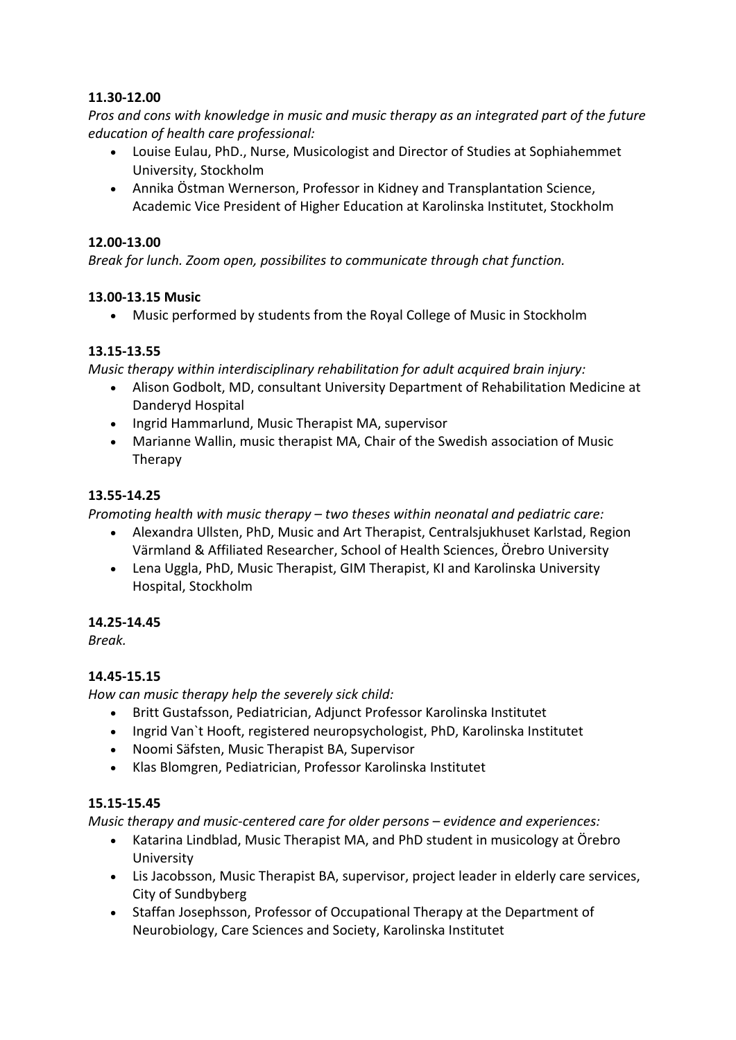**11.30-12.00**

*Pros and cons with knowledge in music and music therapy as an integrated part of the future education of health care professional:*

- Louise Eulau, PhD., Nurse, Musicologist and Director of Studies at Sophiahemmet University, Stockholm
- Annika Östman Wernerson, Professor in Kidney and Transplantation Science, Academic Vice President of Higher Education at Karolinska Institutet, Stockholm

**12.00-13.00**

*Break for lunch. Zoom open, possibilites to communicate through chat function.*

**13.00-13.15 Music**

- Music performed by students from the Royal College of Music in Stockholm

**13.15-13.55**

*Music therapy within interdisciplinary rehabilitation for adult acquired brain injury:*

- Alison Godbolt, MD, consultant University Department of Rehabilitation Medicine at Danderyd Hospital
- Ingrid Hammarlund, Music Therapist MA, supervisor
- Marianne Wallin, music therapist MA, Chair of the Swedish association of Music Therapy

**13.55-14.25**

*Promoting health with music therapy – two theses within neonatal and pediatric care:*

- Alexandra Ullsten, PhD, Music and Art Therapist, Centralsjukhuset Karlstad, Region Värmland & Affiliated Researcher, School of Health Sciences, Örebro University
- Lena Uggla, PhD, Music Therapist, GIM Therapist, KI and Karolinska University Hospital, Stockholm

**14.25-14.45**

*Break.*

**14.45-15.15**

*How can music therapy help the severely sick child:*

- Britt Gustafsson, Pediatrician, Adjunct Professor Karolinska Institutet
- Ingrid Van`t Hooft, registered neuropsychologist, PhD, Karolinska Institutet
- Noomi Säfsten, Music Therapist BA, Supervisor
- Klas Blomgren, Pediatrician, Professor Karolinska Institutet

**15.15-15.45**

*Music therapy and music-centered care for older persons – evidence and experiences:*

- Katarina Lindblad, Music Therapist MA, and PhD student in musicology at Örebro University
- Lis Jacobsson, Music Therapist BA, supervisor, project leader in elderly care services, City of Sundbyberg
- Staffan Josephsson, Professor of Occupational Therapy at the Department of Neurobiology, Care Sciences and Society, Karolinska Institutet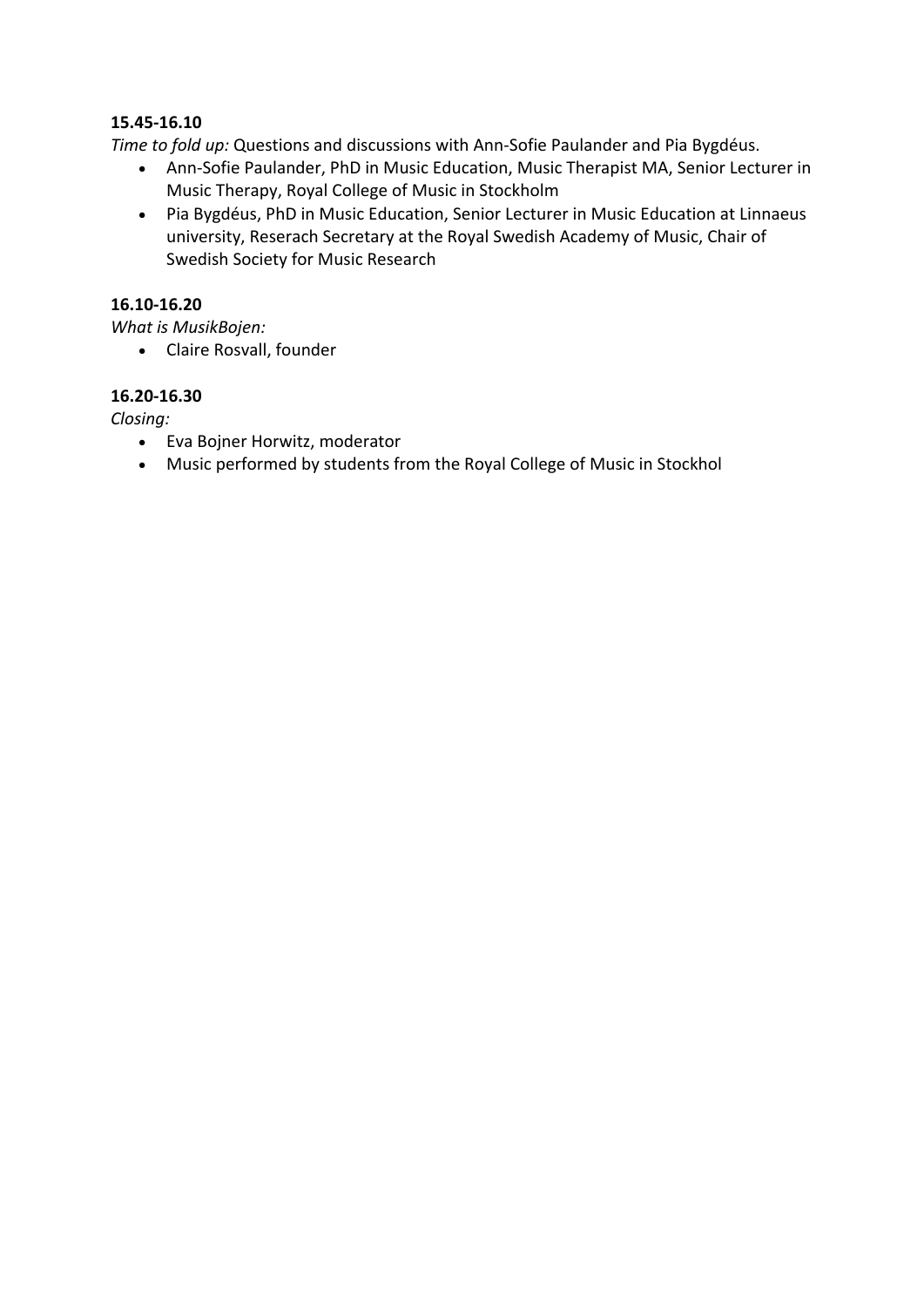**15.45-16.10**

*Time to fold up:* Questions and discussions with Ann-Sofie Paulander and Pia Bygdéus.

- Ann-Sofie Paulander, PhD in Music Education, Music Therapist MA, Senior Lecturer in Music Therapy, Royal College of Music in Stockholm
- Pia Bygdéus, PhD in Music Education, Senior Lecturer in Music Education at Linnaeus university, Reserach Secretary at the Royal Swedish Academy of Music, Chair of Swedish Society for Music Research

**16.10-16.20**

*What is MusikBojen:*

- Claire Rosvall, founder

**16.20-16.30**

*Closing:*

- Eva Bojner Horwitz, moderator
- Music performed by students from the Royal College of Music in Stockhol